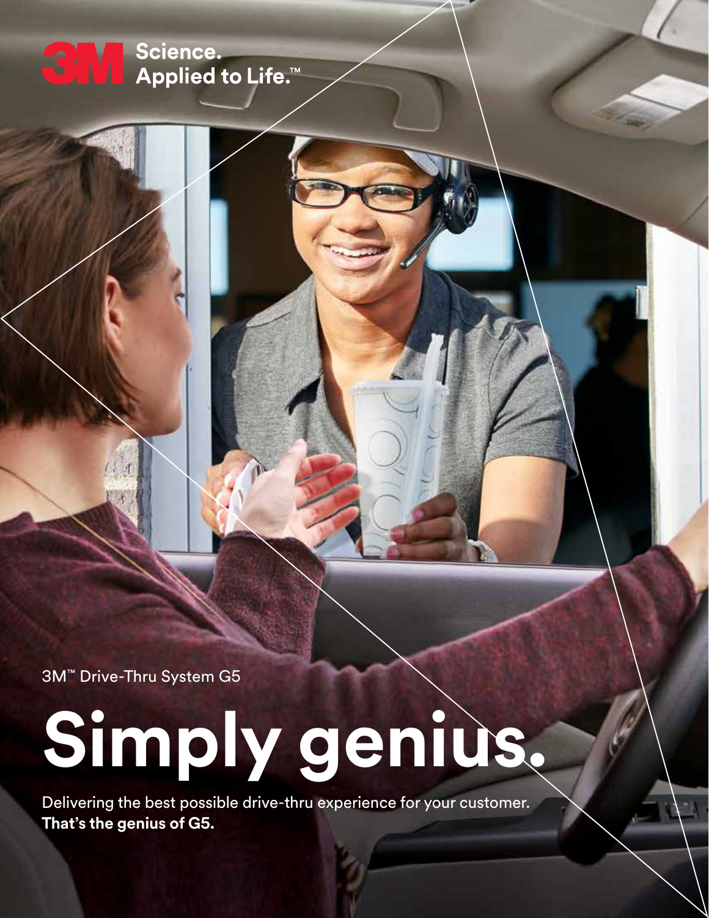3M Science. Applied to Life.™

3M™ Drive-Thru System G5

# Simply genius.

Delivering the best possible drive-thru experience for your customer.
**That's the genius of G5.**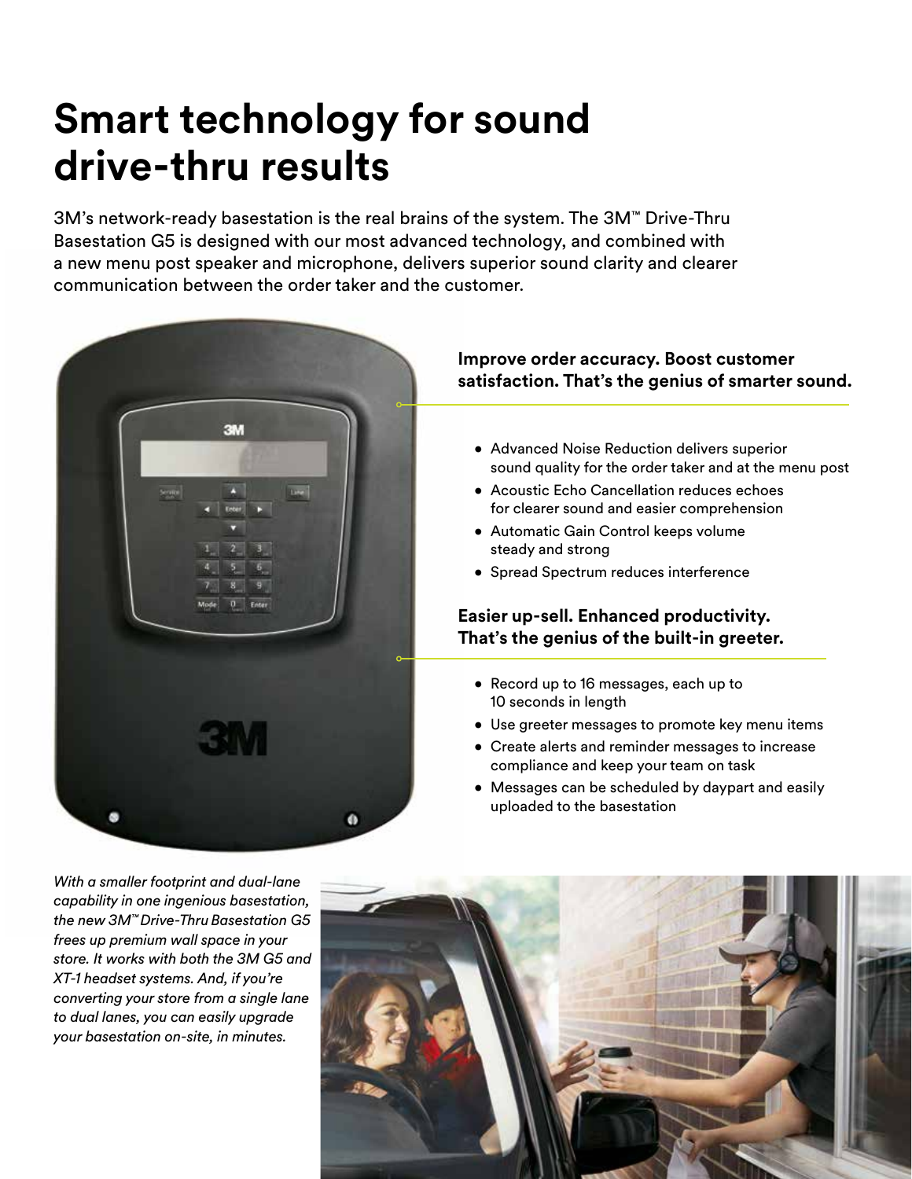# Smart technology for sound drive-thru results

3M's network-ready basestation is the real brains of the system. The 3M™ Drive-Thru Basestation G5 is designed with our most advanced technology, and combined with a new menu post speaker and microphone, delivers superior sound clarity and clearer communication between the order taker and the customer.

**Improve order accuracy. Boost customer satisfaction. That's the genius of smarter sound.**

- Advanced Noise Reduction delivers superior sound quality for the order taker and at the menu post
- Acoustic Echo Cancellation reduces echoes for clearer sound and easier comprehension
- Automatic Gain Control keeps volume steady and strong
- Spread Spectrum reduces interference

**Easier up-sell. Enhanced productivity. That's the genius of the built-in greeter.**

- Record up to 16 messages, each up to 10 seconds in length
- Use greeter messages to promote key menu items
- Create alerts and reminder messages to increase compliance and keep your team on task
- Messages can be scheduled by daypart and easily uploaded to the basestation

*With a smaller footprint and dual-lane capability in one ingenious basestation, the new 3M™ Drive-Thru Basestation G5 frees up premium wall space in your store. It works with both the 3M G5 and XT-1 headset systems. And, if you're converting your store from a single lane to dual lanes, you can easily upgrade your basestation on-site, in minutes.*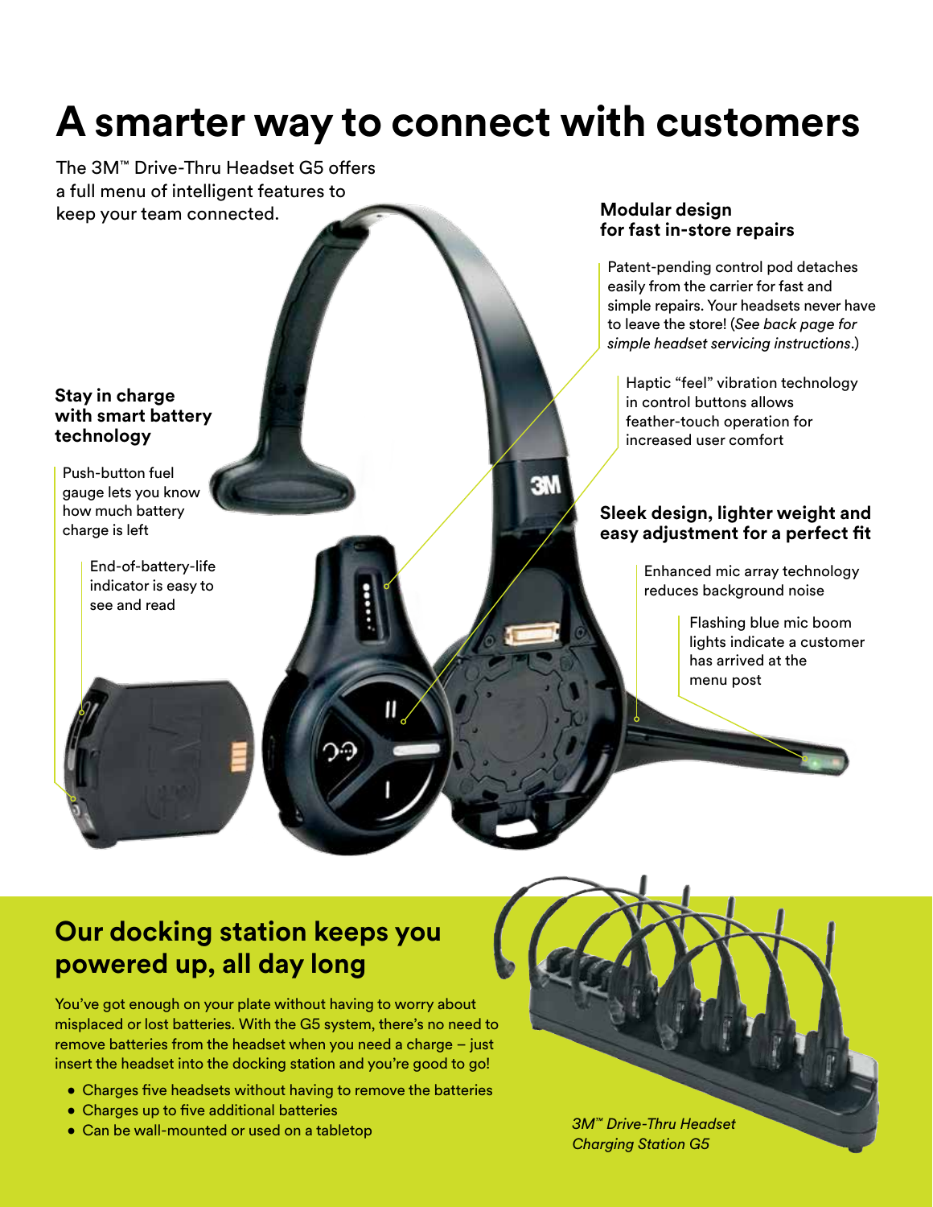# A smarter way to connect with customers

The 3M™ Drive-Thru Headset G5 offers a full menu of intelligent features to keep your team connected.

### Stay in charge with smart battery technology

Push-button fuel gauge lets you know how much battery charge is left

End-of-battery-life indicator is easy to see and read

### Modular design for fast in-store repairs

Patent-pending control pod detaches easily from the carrier for fast and simple repairs. Your headsets never have to leave the store! (*See back page for simple headset servicing instructions.*)

Haptic “feel” vibration technology in control buttons allows feather-touch operation for increased user comfort

### Sleek design, lighter weight and easy adjustment for a perfect fit

Enhanced mic array technology reduces background noise

Flashing blue mic boom lights indicate a customer has arrived at the menu post

## Our docking station keeps you powered up, all day long

You’ve got enough on your plate without having to worry about misplaced or lost batteries. With the G5 system, there’s no need to remove batteries from the headset when you need a charge – just insert the headset into the docking station and you’re good to go!

- Charges five headsets without having to remove the batteries
- Charges up to five additional batteries
- Can be wall-mounted or used on a tabletop

*3M™ Drive-Thru Headset Charging Station G5*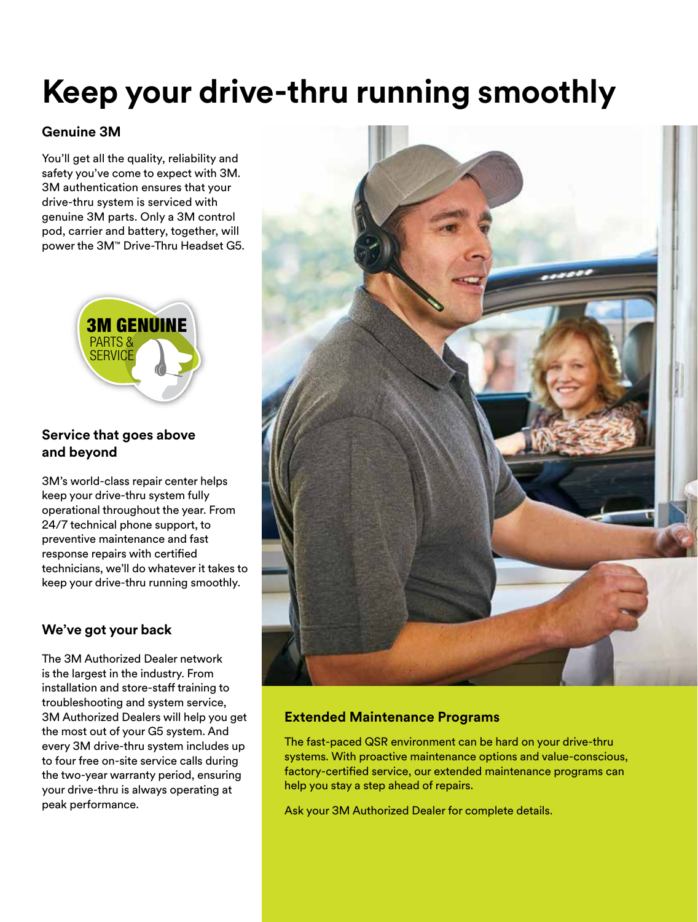# Keep your drive-thru running smoothly

### Genuine 3M

You'll get all the quality, reliability and safety you've come to expect with 3M. 3M authentication ensures that your drive-thru system is serviced with genuine 3M parts. Only a 3M control pod, carrier and battery, together, will power the 3M™ Drive-Thru Headset G5.

3M GENUINE
PARTS & SERVICE

### Service that goes above and beyond

3M's world-class repair center helps keep your drive-thru system fully operational throughout the year. From 24/7 technical phone support, to preventive maintenance and fast response repairs with certified technicians, we'll do whatever it takes to keep your drive-thru running smoothly.

### We've got your back

The 3M Authorized Dealer network is the largest in the industry. From installation and store-staff training to troubleshooting and system service, 3M Authorized Dealers will help you get the most out of your G5 system. And every 3M drive-thru system includes up to four free on-site service calls during the two-year warranty period, ensuring your drive-thru is always operating at peak performance.

### Extended Maintenance Programs

The fast-paced QSR environment can be hard on your drive-thru systems. With proactive maintenance options and value-conscious, factory-certified service, our extended maintenance programs can help you stay a step ahead of repairs.

Ask your 3M Authorized Dealer for complete details.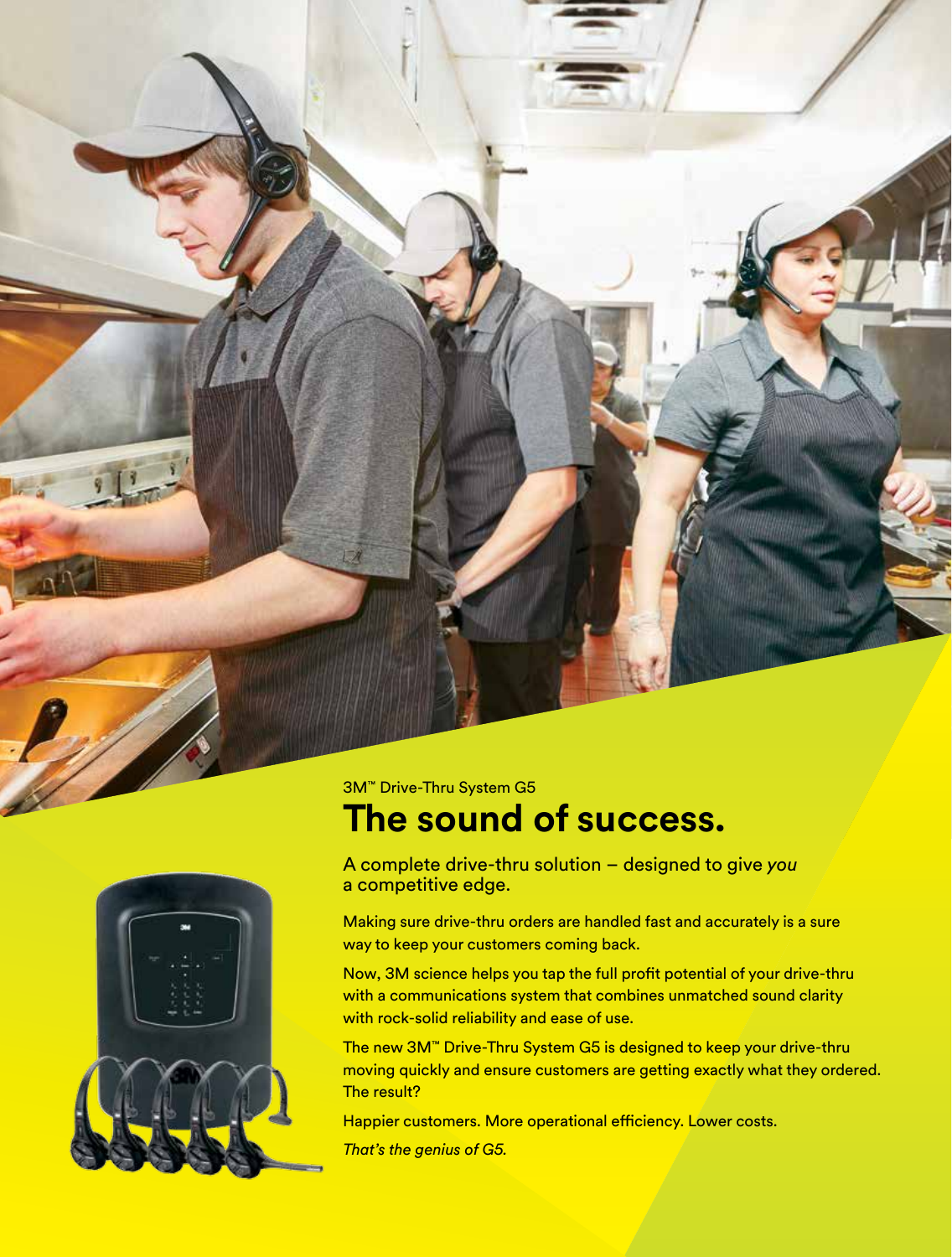3M™ Drive-Thru System G5

# The sound of success.

A complete drive-thru solution – designed to give *you* a competitive edge.

Making sure drive-thru orders are handled fast and accurately is a sure way to keep your customers coming back.

Now, 3M science helps you tap the full profit potential of your drive-thru with a communications system that combines unmatched sound clarity with rock-solid reliability and ease of use.

The new 3M™ Drive-Thru System G5 is designed to keep your drive-thru moving quickly and ensure customers are getting exactly what they ordered. The result?

Happier customers. More operational efficiency. Lower costs.

*That's the genius of G5.*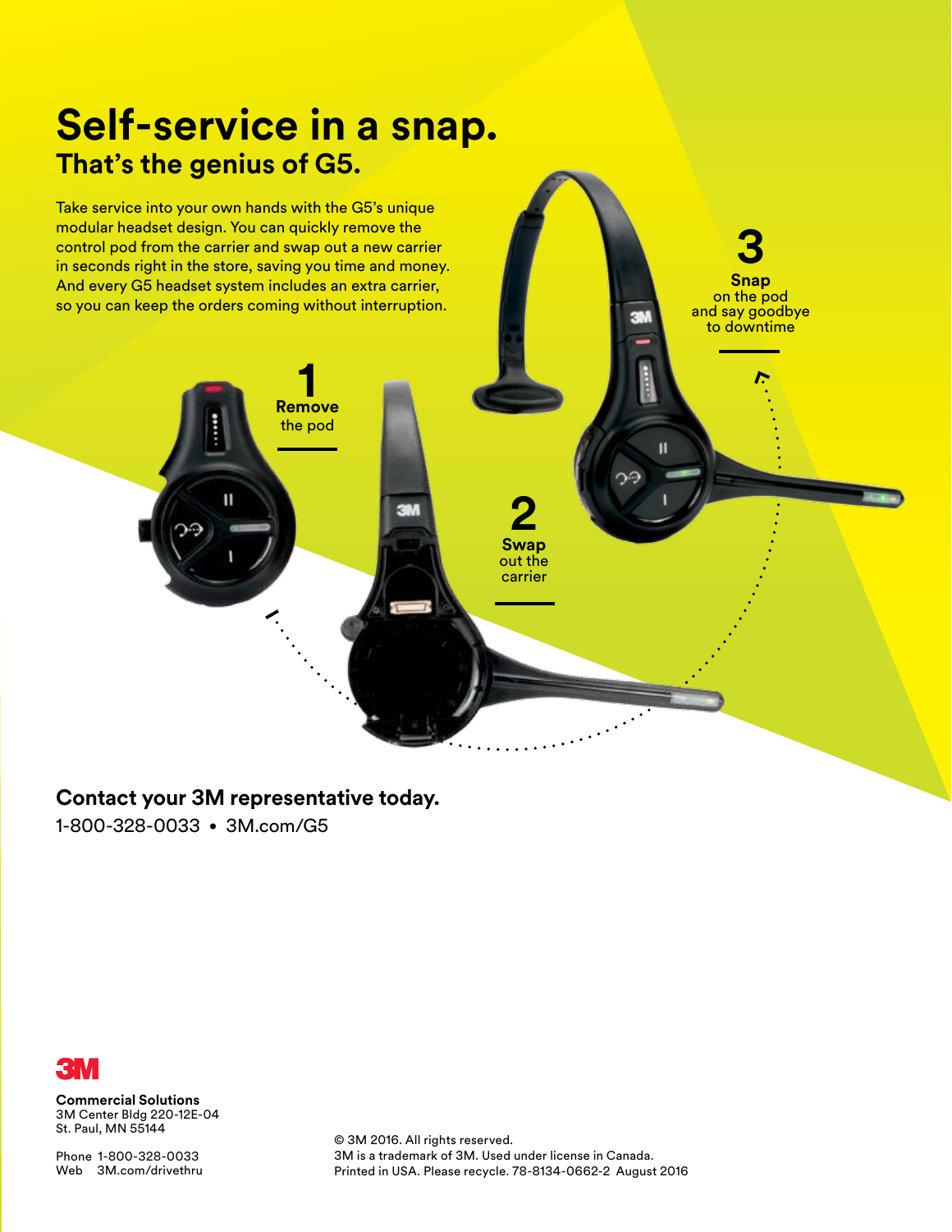# Self-service in a snap.

## That's the genius of G5.

Take service into your own hands with the G5's unique modular headset design. You can quickly remove the control pod from the carrier and swap out a new carrier in seconds right in the store, saving you time and money. And every G5 headset system includes an extra carrier, so you can keep the orders coming without interruption.

**1**
**Remove** the pod

**2**
**Swap** out the carrier

**3**
**Snap** on the pod and say goodbye to downtime

**Contact your 3M representative today.**

1-800-328-0033 • 3M.com/G5

**Commercial Solutions**
3M Center Bldg 220-12E-04
St. Paul, MN 55144

Phone 1-800-328-0033
Web 3M.com/drivethru

© 3M 2016. All rights reserved.
3M is a trademark of 3M. Used under license in Canada.
Printed in USA. Please recycle. 78-8134-0662-2 August 2016